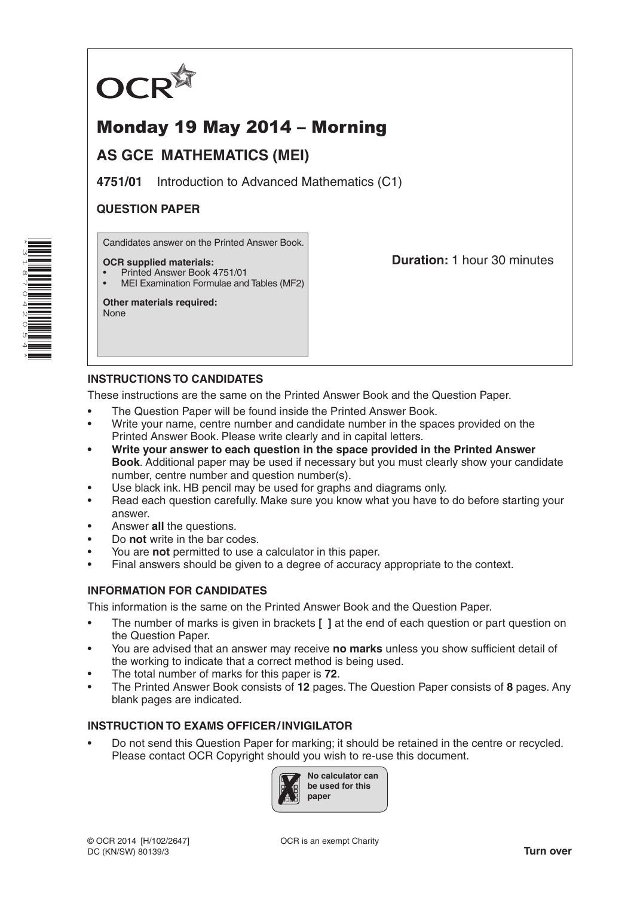OCR

# Monday 19 May 2014 – Morning

## AS GCE MATHEMATICS (MEI)

**4751/01** Introduction to Advanced Mathematics (C1)

**QUESTION PAPER**

Candidates answer on the Printed Answer Book.

**OCR supplied materials:**
- Printed Answer Book 4751/01
- MEI Examination Formulae and Tables (MF2)

**Other materials required:**
None

**Duration:** 1 hour 30 minutes

### INSTRUCTIONS TO CANDIDATES

These instructions are the same on the Printed Answer Book and the Question Paper.

- The Question Paper will be found inside the Printed Answer Book.
- Write your name, centre number and candidate number in the spaces provided on the Printed Answer Book. Please write clearly and in capital letters.
- **Write your answer to each question in the space provided in the Printed Answer Book**. Additional paper may be used if necessary but you must clearly show your candidate number, centre number and question number(s).
- Use black ink. HB pencil may be used for graphs and diagrams only.
- Read each question carefully. Make sure you know what you have to do before starting your answer.
- Answer **all** the questions.
- Do **not** write in the bar codes.
- You are **not** permitted to use a calculator in this paper.
- Final answers should be given to a degree of accuracy appropriate to the context.

### INFORMATION FOR CANDIDATES

This information is the same on the Printed Answer Book and the Question Paper.

- The number of marks is given in brackets **[ ]** at the end of each question or part question on the Question Paper.
- You are advised that an answer may receive **no marks** unless you show sufficient detail of the working to indicate that a correct method is being used.
- The total number of marks for this paper is **72**.
- The Printed Answer Book consists of **12** pages. The Question Paper consists of **8** pages. Any blank pages are indicated.

### INSTRUCTION TO EXAMS OFFICER / INVIGILATOR

- Do not send this Question Paper for marking; it should be retained in the centre or recycled. Please contact OCR Copyright should you wish to re-use this document.

**No calculator can be used for this paper**

© OCR 2014 [H/102/2647]
DC (KN/SW) 80139/3

OCR is an exempt Charity

**Turn over**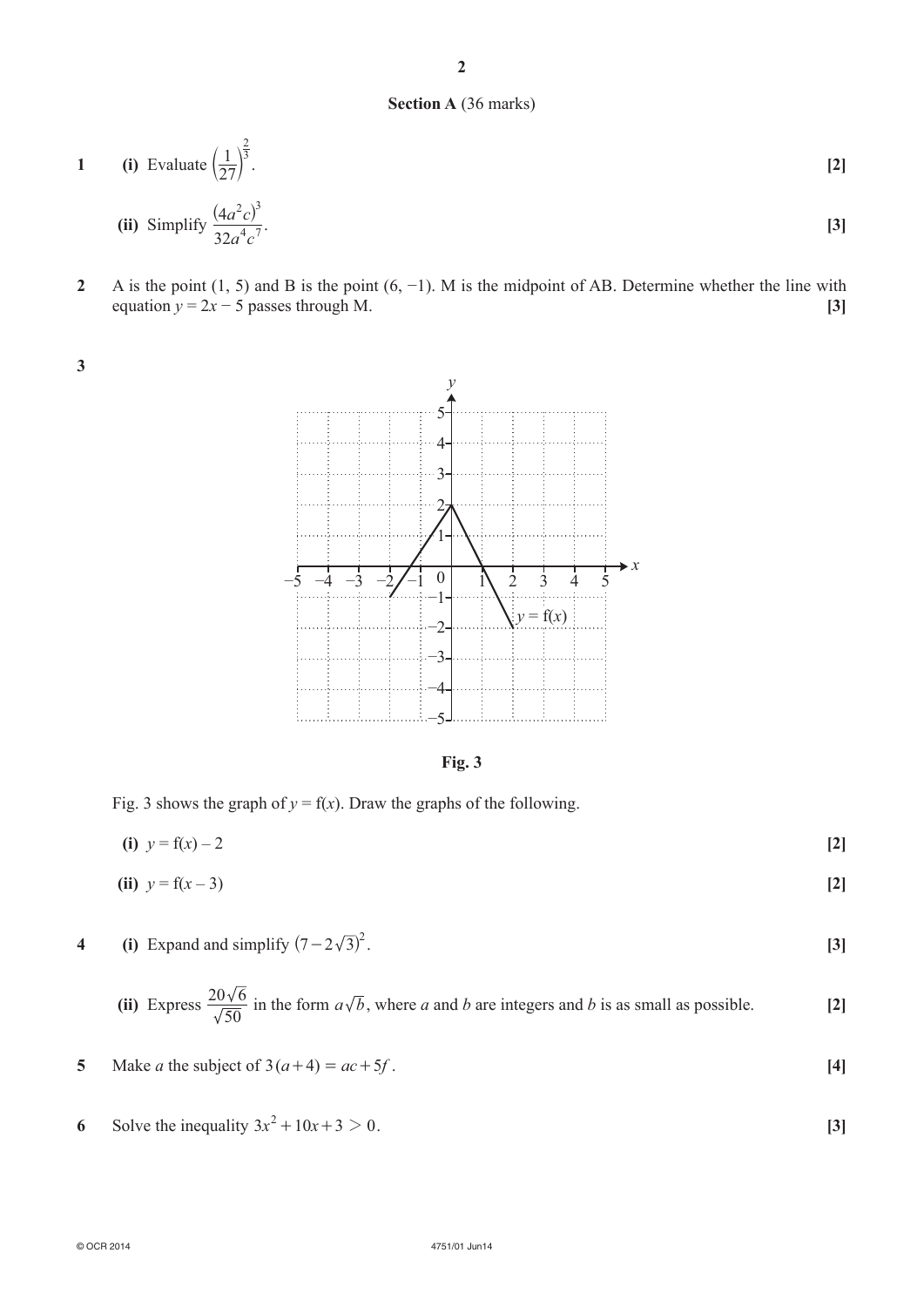## Section A (36 marks)

**1** **(i)** Evaluate $\left(\frac{1}{27}\right)^{\frac{2}{3}}$. **[2]**

**(ii)** Simplify $\frac{(4a^2c)^3}{32a^4c^7}$. **[3]**

**2** A is the point (1, 5) and B is the point (6, −1). M is the midpoint of AB. Determine whether the line with equation $y = 2x - 5$ passes through M. **[3]**

**3**

Fig. 3

Fig. 3 shows the graph of $y = \text{f}(x)$. Draw the graphs of the following.

**(i)** $y = \text{f}(x) - 2$ **[2]**

**(ii)** $y = \text{f}(x - 3)$ **[2]**

**4** **(i)** Expand and simplify $(7 - 2\sqrt{3})^2$. **[3]**

**(ii)** Express $\frac{20\sqrt{6}}{\sqrt{50}}$ in the form $a\sqrt{b}$, where $a$ and $b$ are integers and $b$ is as small as possible. **[2]**

**5** Make $a$ the subject of $3(a+4) = ac + 5f$. **[4]**

**6** Solve the inequality $3x^2 + 10x + 3 > 0$. **[3]**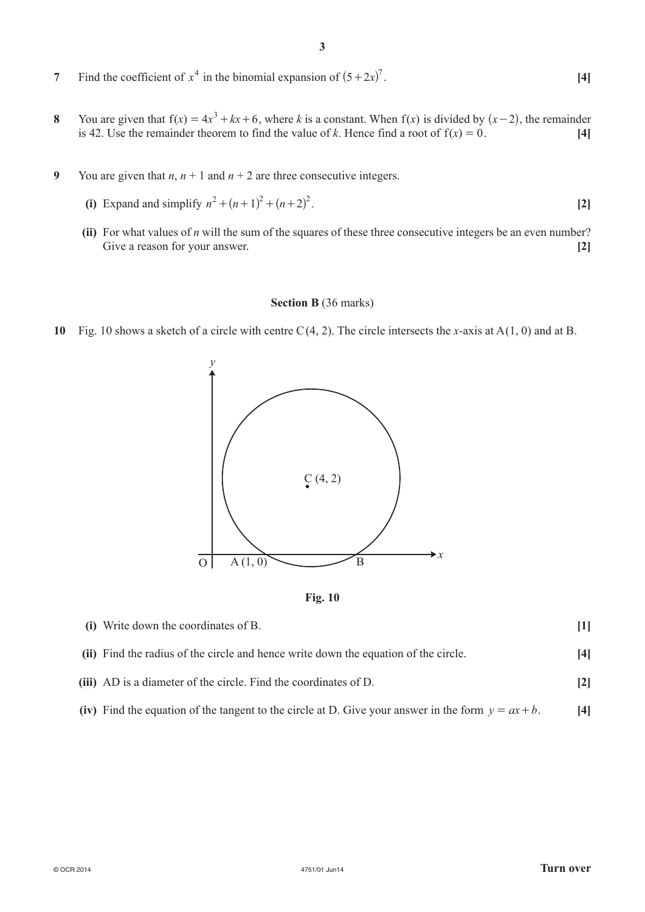**7** Find the coefficient of $x^4$ in the binomial expansion of $(5+2x)^7$. **[4]**

**8** You are given that $f(x) = 4x^3 + kx + 6$, where $k$ is a constant. When $f(x)$ is divided by $(x-2)$, the remainder is 42. Use the remainder theorem to find the value of $k$. Hence find a root of $f(x) = 0$. **[4]**

**9** You are given that $n$, $n + 1$ and $n + 2$ are three consecutive integers.

**(i)** Expand and simplify $n^2 + (n+1)^2 + (n+2)^2$. **[2]**

**(ii)** For what values of $n$ will the sum of the squares of these three consecutive integers be an even number? Give a reason for your answer. **[2]**

## Section B (36 marks)

**10** Fig. 10 shows a sketch of a circle with centre C(4, 2). The circle intersects the $x$-axis at A(1, 0) and at B.

**Fig. 10**

**(i)** Write down the coordinates of B. **[1]**

**(ii)** Find the radius of the circle and hence write down the equation of the circle. **[4]**

**(iii)** AD is a diameter of the circle. Find the coordinates of D. **[2]**

**(iv)** Find the equation of the tangent to the circle at D. Give your answer in the form $y = ax + b$. **[4]**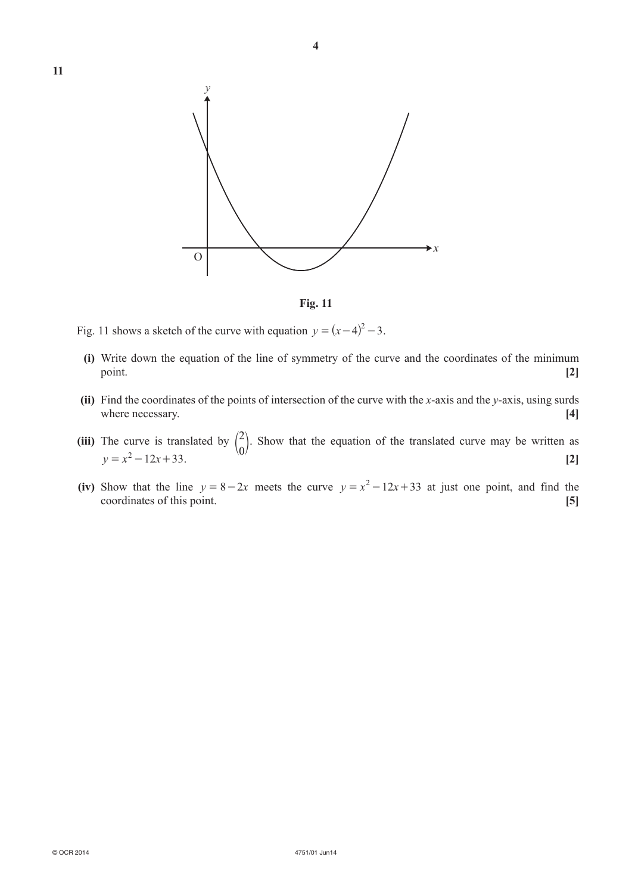**11**

**Fig. 11**

Fig. 11 shows a sketch of the curve with equation $y = (x-4)^2 - 3$.

**(i)** Write down the equation of the line of symmetry of the curve and the coordinates of the minimum point. **[2]**

**(ii)** Find the coordinates of the points of intersection of the curve with the $x$-axis and the $y$-axis, using surds where necessary. **[4]**

**(iii)** The curve is translated by $\begin{pmatrix} 2 \\ 0 \end{pmatrix}$. Show that the equation of the translated curve may be written as $y = x^2 - 12x + 33$. **[2]**

**(iv)** Show that the line $y = 8 - 2x$ meets the curve $y = x^2 - 12x + 33$ at just one point, and find the coordinates of this point. **[5]**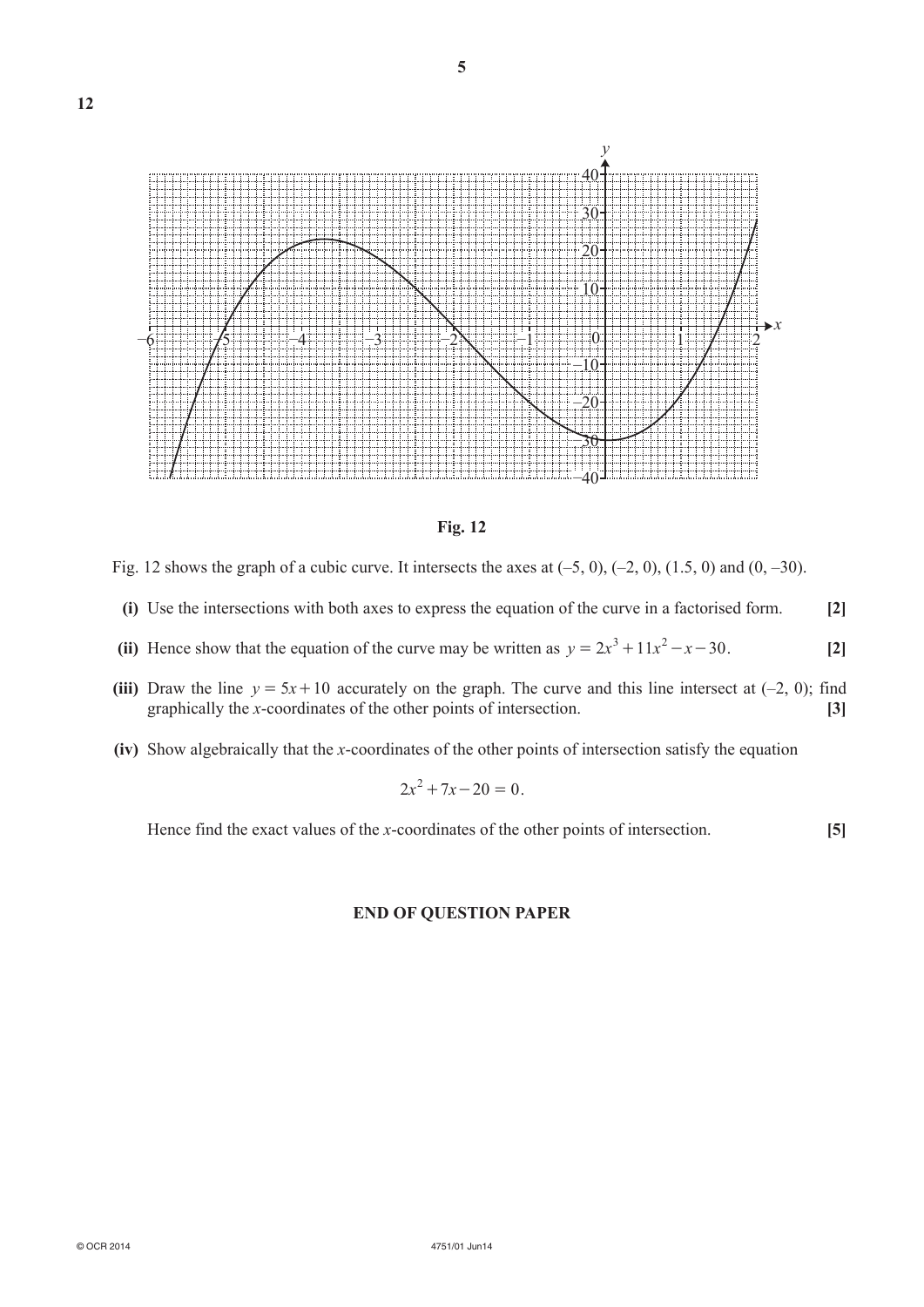**12**

**Fig. 12**

Fig. 12 shows the graph of a cubic curve. It intersects the axes at (–5, 0), (–2, 0), (1.5, 0) and (0, –30).

**(i)** Use the intersections with both axes to express the equation of the curve in a factorised form. **[2]**

**(ii)** Hence show that the equation of the curve may be written as $y = 2x^3 + 11x^2 - x - 30$. **[2]**

**(iii)** Draw the line $y = 5x + 10$ accurately on the graph. The curve and this line intersect at (–2, 0); find graphically the $x$-coordinates of the other points of intersection. **[3]**

**(iv)** Show algebraically that the $x$-coordinates of the other points of intersection satisfy the equation

$$2x^2 + 7x - 20 = 0.$$

Hence find the exact values of the $x$-coordinates of the other points of intersection. **[5]**

**END OF QUESTION PAPER**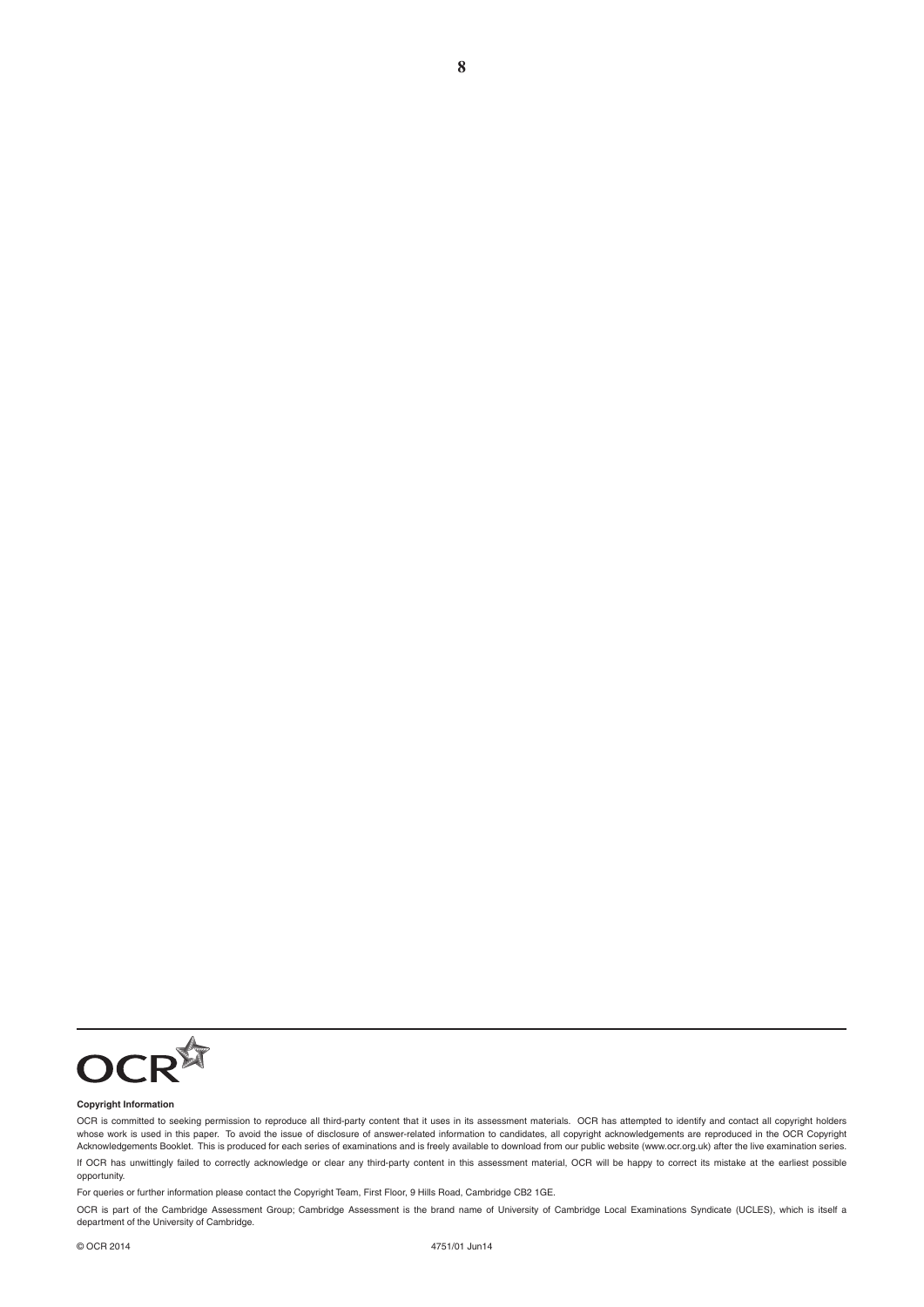**Copyright Information**

OCR is committed to seeking permission to reproduce all third-party content that it uses in its assessment materials. OCR has attempted to identify and contact all copyright holders whose work is used in this paper. To avoid the issue of disclosure of answer-related information to candidates, all copyright acknowledgements are reproduced in the OCR Copyright Acknowledgements Booklet. This is produced for each series of examinations and is freely available to download from our public website (www.ocr.org.uk) after the live examination series.

If OCR has unwittingly failed to correctly acknowledge or clear any third-party content in this assessment material, OCR will be happy to correct its mistake at the earliest possible opportunity.

For queries or further information please contact the Copyright Team, First Floor, 9 Hills Road, Cambridge CB2 1GE.

OCR is part of the Cambridge Assessment Group; Cambridge Assessment is the brand name of University of Cambridge Local Examinations Syndicate (UCLES), which is itself a department of the University of Cambridge.

© OCR 2014 4751/01 Jun14